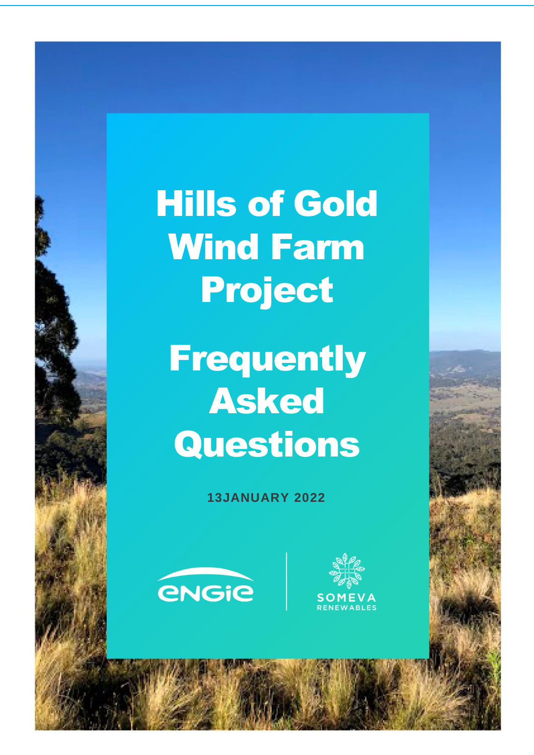# Hills of Gold Wind Farm Project

# Frequently Asked Questions

**13JANUARY 2022**

ENGIE | SOMEVA RENEWABLES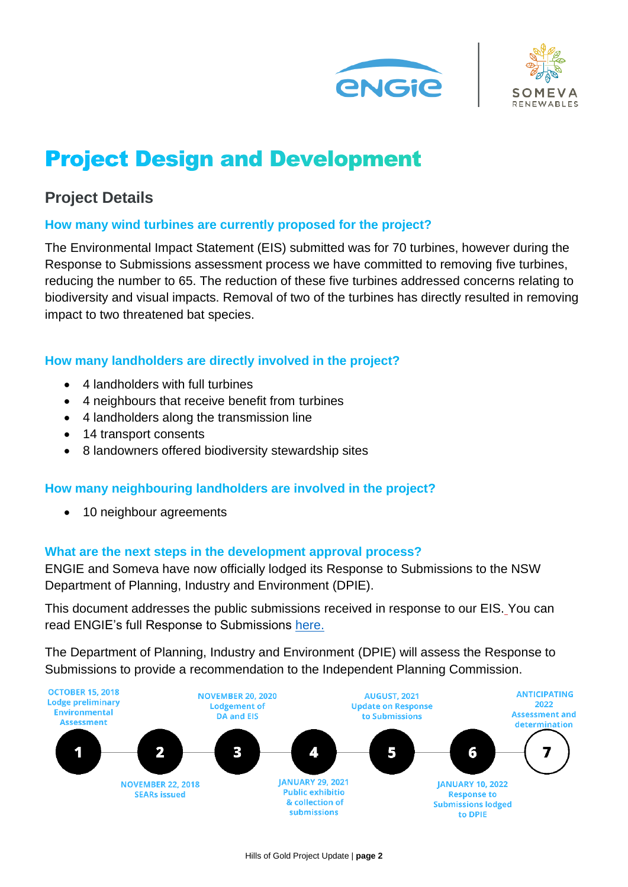# Project Design and Development

## Project Details

### How many wind turbines are currently proposed for the project?

The Environmental Impact Statement (EIS) submitted was for 70 turbines, however during the Response to Submissions assessment process we have committed to removing five turbines, reducing the number to 65. The reduction of these five turbines addressed concerns relating to biodiversity and visual impacts. Removal of two of the turbines has directly resulted in removing impact to two threatened bat species.

### How many landholders are directly involved in the project?

- 4 landholders with full turbines
- 4 neighbours that receive benefit from turbines
- 4 landholders along the transmission line
- 14 transport consents
- 8 landowners offered biodiversity stewardship sites

### How many neighbouring landholders are involved in the project?

- 10 neighbour agreements

### What are the next steps in the development approval process?

ENGIE and Someva have now officially lodged its Response to Submissions to the NSW Department of Planning, Industry and Environment (DPIE).

This document addresses the public submissions received in response to our EIS. You can read ENGIE's full Response to Submissions [here.]

The Department of Planning, Industry and Environment (DPIE) will assess the Response to Submissions to provide a recommendation to the Independent Planning Commission.

1. OCTOBER 15, 2018 – Lodge preliminary Environmental Assessment
2. NOVEMBER 22, 2018 – SEARs issued
3. NOVEMBER 20, 2020 – Lodgement of DA and EIS
4. JANUARY 29, 2021 – Public exhibitio & collection of submissions
5. AUGUST, 2021 – Update on Response to Submissions
6. JANUARY 10, 2022 – Response to Submissions lodged to DPIE
7. ANTICIPATING 2022 – Assessment and determination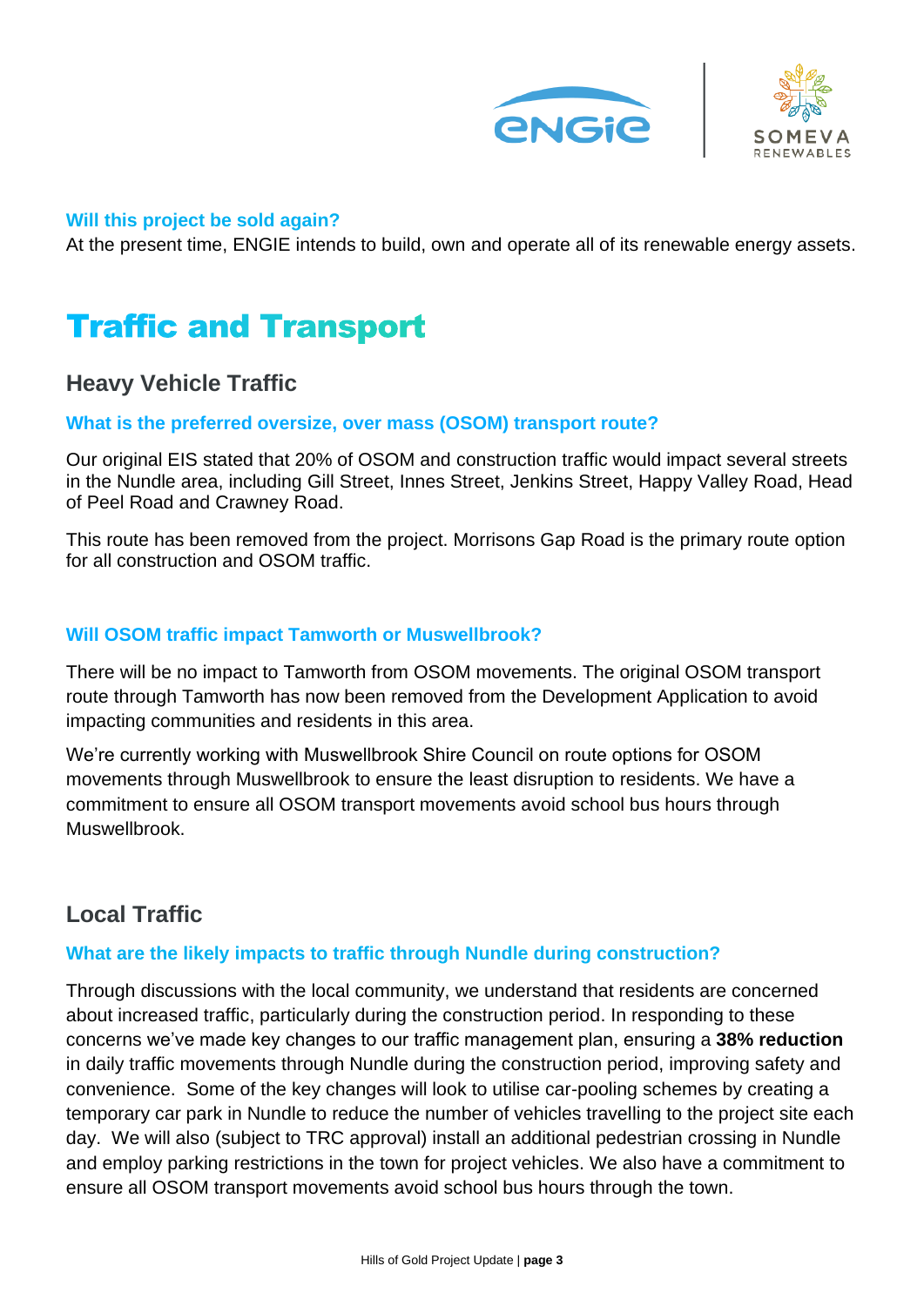### Will this project be sold again?

At the present time, ENGIE intends to build, own and operate all of its renewable energy assets.

# Traffic and Transport

## Heavy Vehicle Traffic

### What is the preferred oversize, over mass (OSOM) transport route?

Our original EIS stated that 20% of OSOM and construction traffic would impact several streets in the Nundle area, including Gill Street, Innes Street, Jenkins Street, Happy Valley Road, Head of Peel Road and Crawney Road.

This route has been removed from the project. Morrisons Gap Road is the primary route option for all construction and OSOM traffic.

### Will OSOM traffic impact Tamworth or Muswellbrook?

There will be no impact to Tamworth from OSOM movements. The original OSOM transport route through Tamworth has now been removed from the Development Application to avoid impacting communities and residents in this area.

We're currently working with Muswellbrook Shire Council on route options for OSOM movements through Muswellbrook to ensure the least disruption to residents. We have a commitment to ensure all OSOM transport movements avoid school bus hours through Muswellbrook.

## Local Traffic

### What are the likely impacts to traffic through Nundle during construction?

Through discussions with the local community, we understand that residents are concerned about increased traffic, particularly during the construction period. In responding to these concerns we've made key changes to our traffic management plan, ensuring a **38% reduction** in daily traffic movements through Nundle during the construction period, improving safety and convenience. Some of the key changes will look to utilise car-pooling schemes by creating a temporary car park in Nundle to reduce the number of vehicles travelling to the project site each day. We will also (subject to TRC approval) install an additional pedestrian crossing in Nundle and employ parking restrictions in the town for project vehicles. We also have a commitment to ensure all OSOM transport movements avoid school bus hours through the town.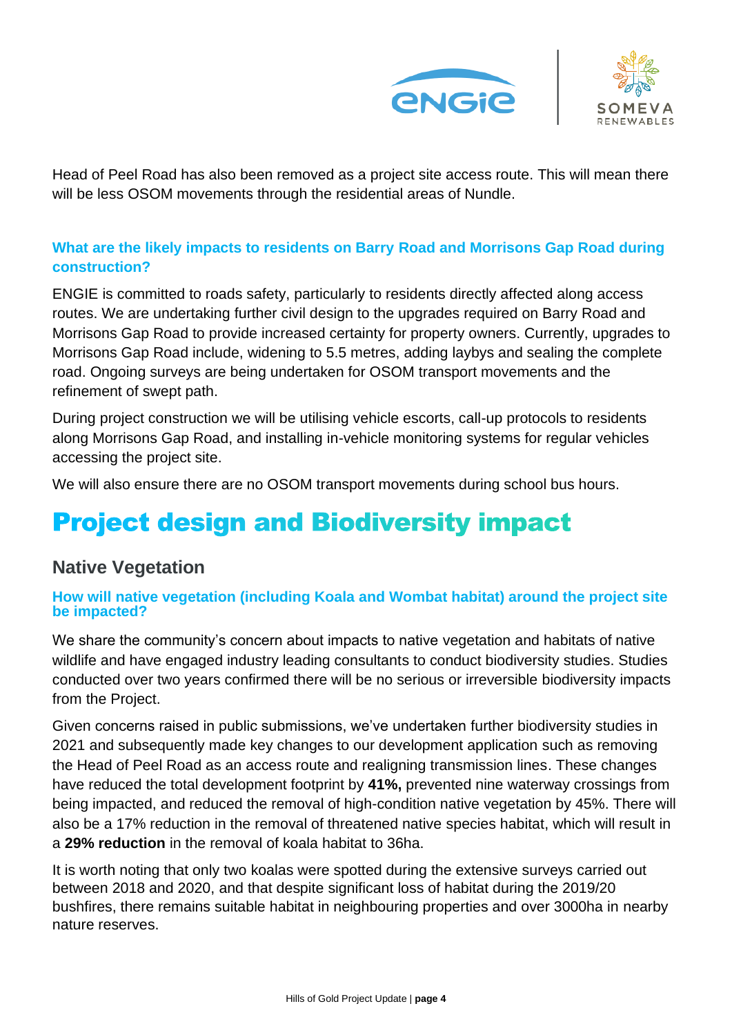Head of Peel Road has also been removed as a project site access route. This will mean there will be less OSOM movements through the residential areas of Nundle.

### What are the likely impacts to residents on Barry Road and Morrisons Gap Road during construction?

ENGIE is committed to roads safety, particularly to residents directly affected along access routes. We are undertaking further civil design to the upgrades required on Barry Road and Morrisons Gap Road to provide increased certainty for property owners. Currently, upgrades to Morrisons Gap Road include, widening to 5.5 metres, adding laybys and sealing the complete road. Ongoing surveys are being undertaken for OSOM transport movements and the refinement of swept path.

During project construction we will be utilising vehicle escorts, call-up protocols to residents along Morrisons Gap Road, and installing in-vehicle monitoring systems for regular vehicles accessing the project site.

We will also ensure there are no OSOM transport movements during school bus hours.

# Project design and Biodiversity impact

## Native Vegetation

### How will native vegetation (including Koala and Wombat habitat) around the project site be impacted?

We share the community's concern about impacts to native vegetation and habitats of native wildlife and have engaged industry leading consultants to conduct biodiversity studies. Studies conducted over two years confirmed there will be no serious or irreversible biodiversity impacts from the Project.

Given concerns raised in public submissions, we've undertaken further biodiversity studies in 2021 and subsequently made key changes to our development application such as removing the Head of Peel Road as an access route and realigning transmission lines. These changes have reduced the total development footprint by **41%,** prevented nine waterway crossings from being impacted, and reduced the removal of high-condition native vegetation by 45%. There will also be a 17% reduction in the removal of threatened native species habitat, which will result in a **29% reduction** in the removal of koala habitat to 36ha.

It is worth noting that only two koalas were spotted during the extensive surveys carried out between 2018 and 2020, and that despite significant loss of habitat during the 2019/20 bushfires, there remains suitable habitat in neighbouring properties and over 3000ha in nearby nature reserves.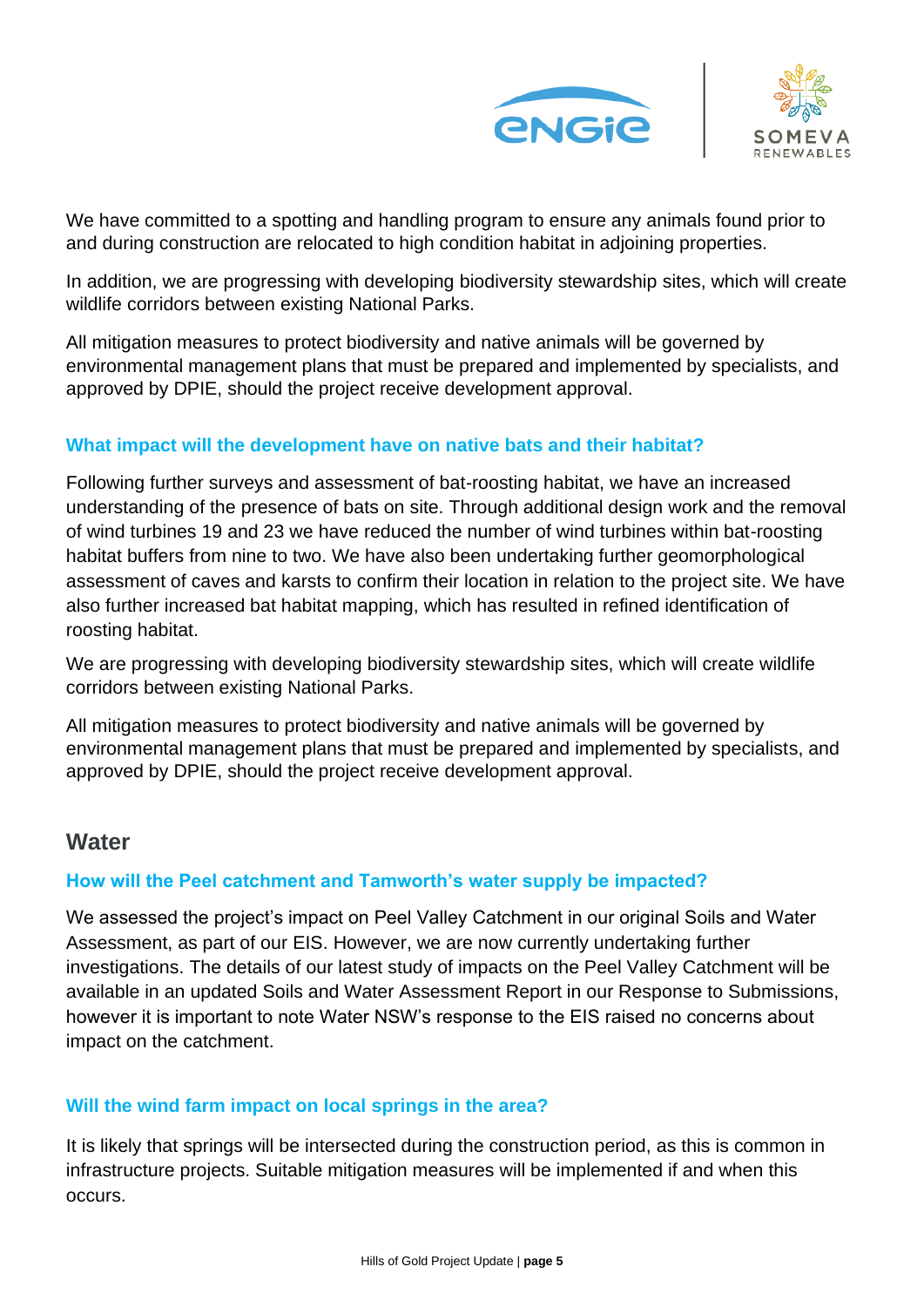We have committed to a spotting and handling program to ensure any animals found prior to and during construction are relocated to high condition habitat in adjoining properties.

In addition, we are progressing with developing biodiversity stewardship sites, which will create wildlife corridors between existing National Parks.

All mitigation measures to protect biodiversity and native animals will be governed by environmental management plans that must be prepared and implemented by specialists, and approved by DPIE, should the project receive development approval.

### What impact will the development have on native bats and their habitat?

Following further surveys and assessment of bat-roosting habitat, we have an increased understanding of the presence of bats on site. Through additional design work and the removal of wind turbines 19 and 23 we have reduced the number of wind turbines within bat-roosting habitat buffers from nine to two. We have also been undertaking further geomorphological assessment of caves and karsts to confirm their location in relation to the project site. We have also further increased bat habitat mapping, which has resulted in refined identification of roosting habitat.

We are progressing with developing biodiversity stewardship sites, which will create wildlife corridors between existing National Parks.

All mitigation measures to protect biodiversity and native animals will be governed by environmental management plans that must be prepared and implemented by specialists, and approved by DPIE, should the project receive development approval.

## Water

### How will the Peel catchment and Tamworth's water supply be impacted?

We assessed the project's impact on Peel Valley Catchment in our original Soils and Water Assessment, as part of our EIS. However, we are now currently undertaking further investigations. The details of our latest study of impacts on the Peel Valley Catchment will be available in an updated Soils and Water Assessment Report in our Response to Submissions, however it is important to note Water NSW's response to the EIS raised no concerns about impact on the catchment.

### Will the wind farm impact on local springs in the area?

It is likely that springs will be intersected during the construction period, as this is common in infrastructure projects. Suitable mitigation measures will be implemented if and when this occurs.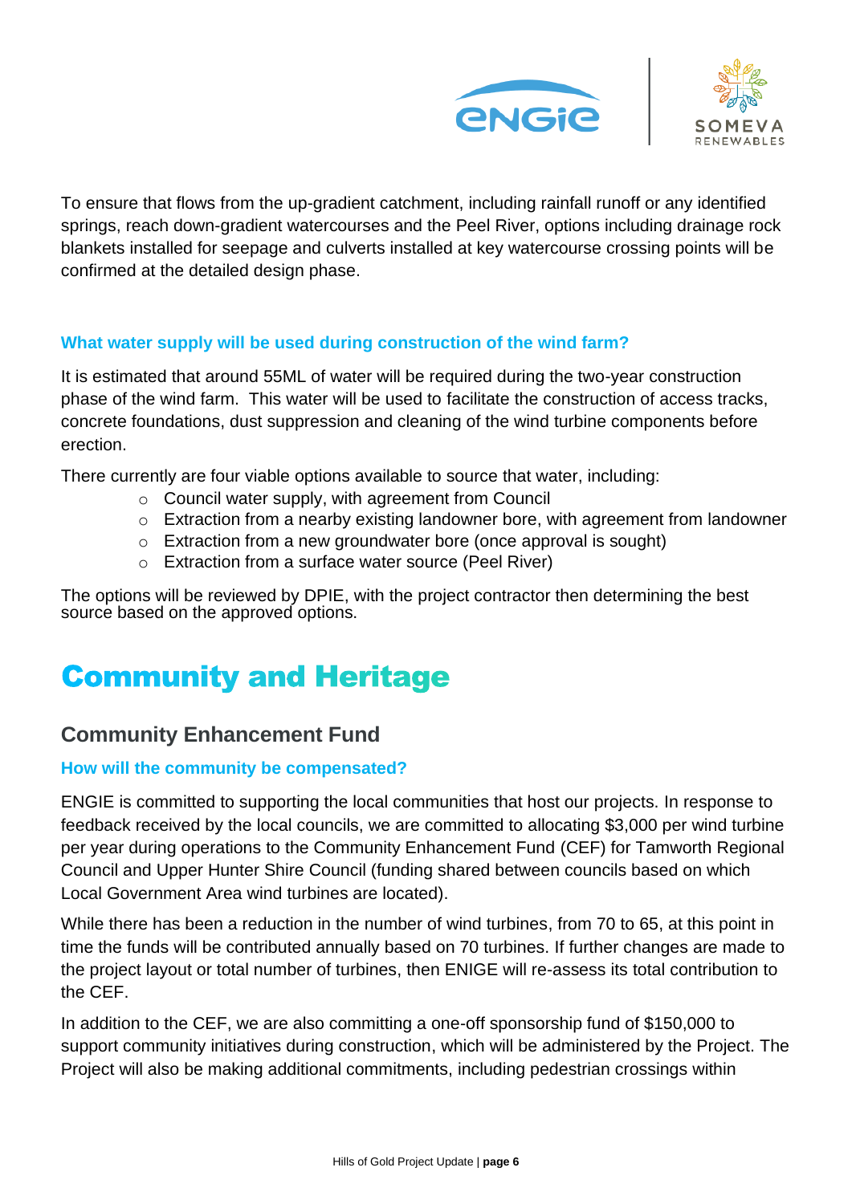To ensure that flows from the up-gradient catchment, including rainfall runoff or any identified springs, reach down-gradient watercourses and the Peel River, options including drainage rock blankets installed for seepage and culverts installed at key watercourse crossing points will be confirmed at the detailed design phase.

### What water supply will be used during construction of the wind farm?

It is estimated that around 55ML of water will be required during the two-year construction phase of the wind farm. This water will be used to facilitate the construction of access tracks, concrete foundations, dust suppression and cleaning of the wind turbine components before erection.

There currently are four viable options available to source that water, including:

- Council water supply, with agreement from Council
- Extraction from a nearby existing landowner bore, with agreement from landowner
- Extraction from a new groundwater bore (once approval is sought)
- Extraction from a surface water source (Peel River)

The options will be reviewed by DPIE, with the project contractor then determining the best source based on the approved options.

# Community and Heritage

## Community Enhancement Fund

### How will the community be compensated?

ENGIE is committed to supporting the local communities that host our projects. In response to feedback received by the local councils, we are committed to allocating $3,000 per wind turbine per year during operations to the Community Enhancement Fund (CEF) for Tamworth Regional Council and Upper Hunter Shire Council (funding shared between councils based on which Local Government Area wind turbines are located).

While there has been a reduction in the number of wind turbines, from 70 to 65, at this point in time the funds will be contributed annually based on 70 turbines. If further changes are made to the project layout or total number of turbines, then ENIGE will re-assess its total contribution to the CEF.

In addition to the CEF, we are also committing a one-off sponsorship fund of $150,000 to support community initiatives during construction, which will be administered by the Project. The Project will also be making additional commitments, including pedestrian crossings within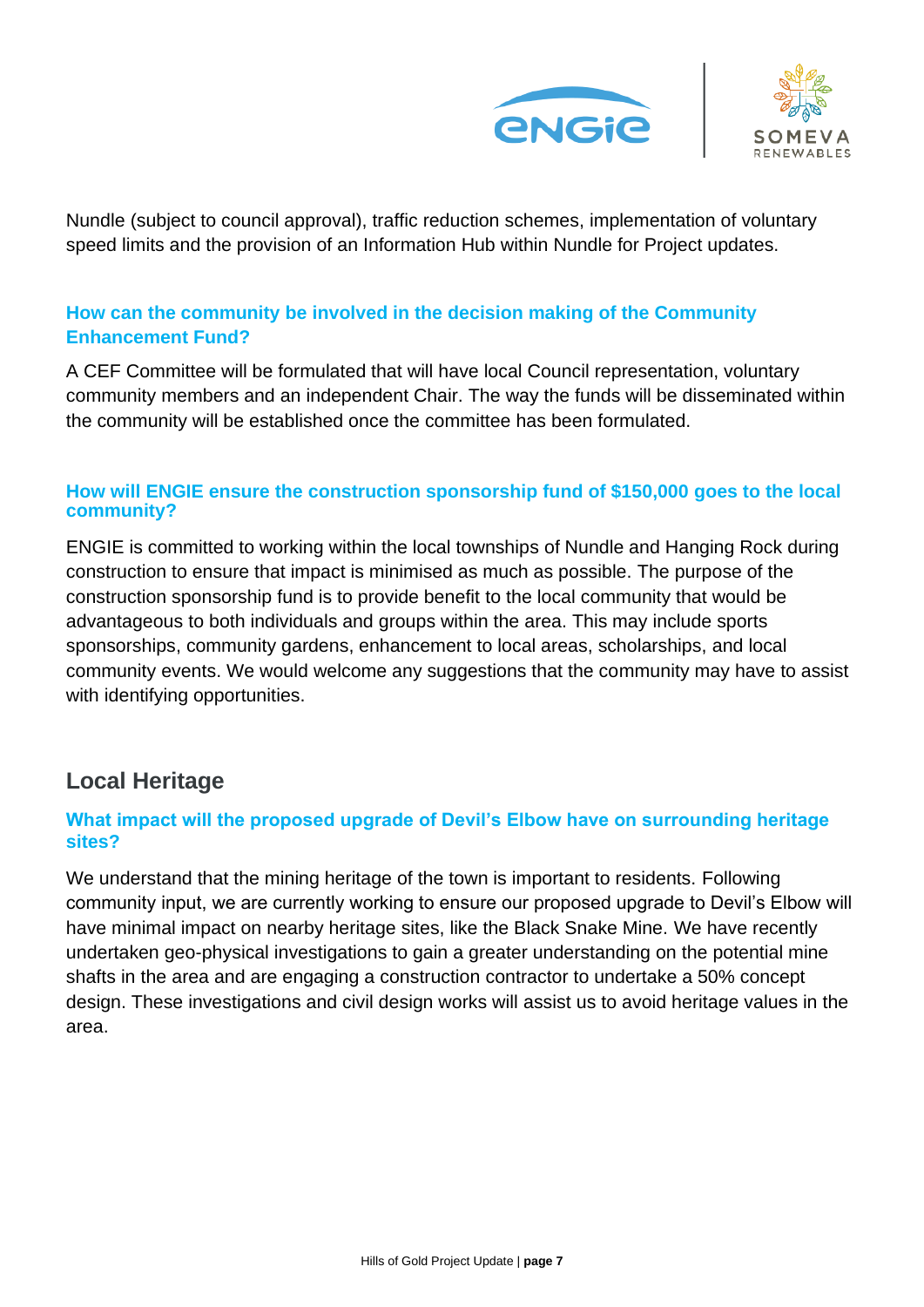Nundle (subject to council approval), traffic reduction schemes, implementation of voluntary speed limits and the provision of an Information Hub within Nundle for Project updates.

### How can the community be involved in the decision making of the Community Enhancement Fund?

A CEF Committee will be formulated that will have local Council representation, voluntary community members and an independent Chair. The way the funds will be disseminated within the community will be established once the committee has been formulated.

### How will ENGIE ensure the construction sponsorship fund of $150,000 goes to the local community?

ENGIE is committed to working within the local townships of Nundle and Hanging Rock during construction to ensure that impact is minimised as much as possible. The purpose of the construction sponsorship fund is to provide benefit to the local community that would be advantageous to both individuals and groups within the area. This may include sports sponsorships, community gardens, enhancement to local areas, scholarships, and local community events. We would welcome any suggestions that the community may have to assist with identifying opportunities.

## Local Heritage

### What impact will the proposed upgrade of Devil's Elbow have on surrounding heritage sites?

We understand that the mining heritage of the town is important to residents. Following community input, we are currently working to ensure our proposed upgrade to Devil's Elbow will have minimal impact on nearby heritage sites, like the Black Snake Mine. We have recently undertaken geo-physical investigations to gain a greater understanding on the potential mine shafts in the area and are engaging a construction contractor to undertake a 50% concept design. These investigations and civil design works will assist us to avoid heritage values in the area.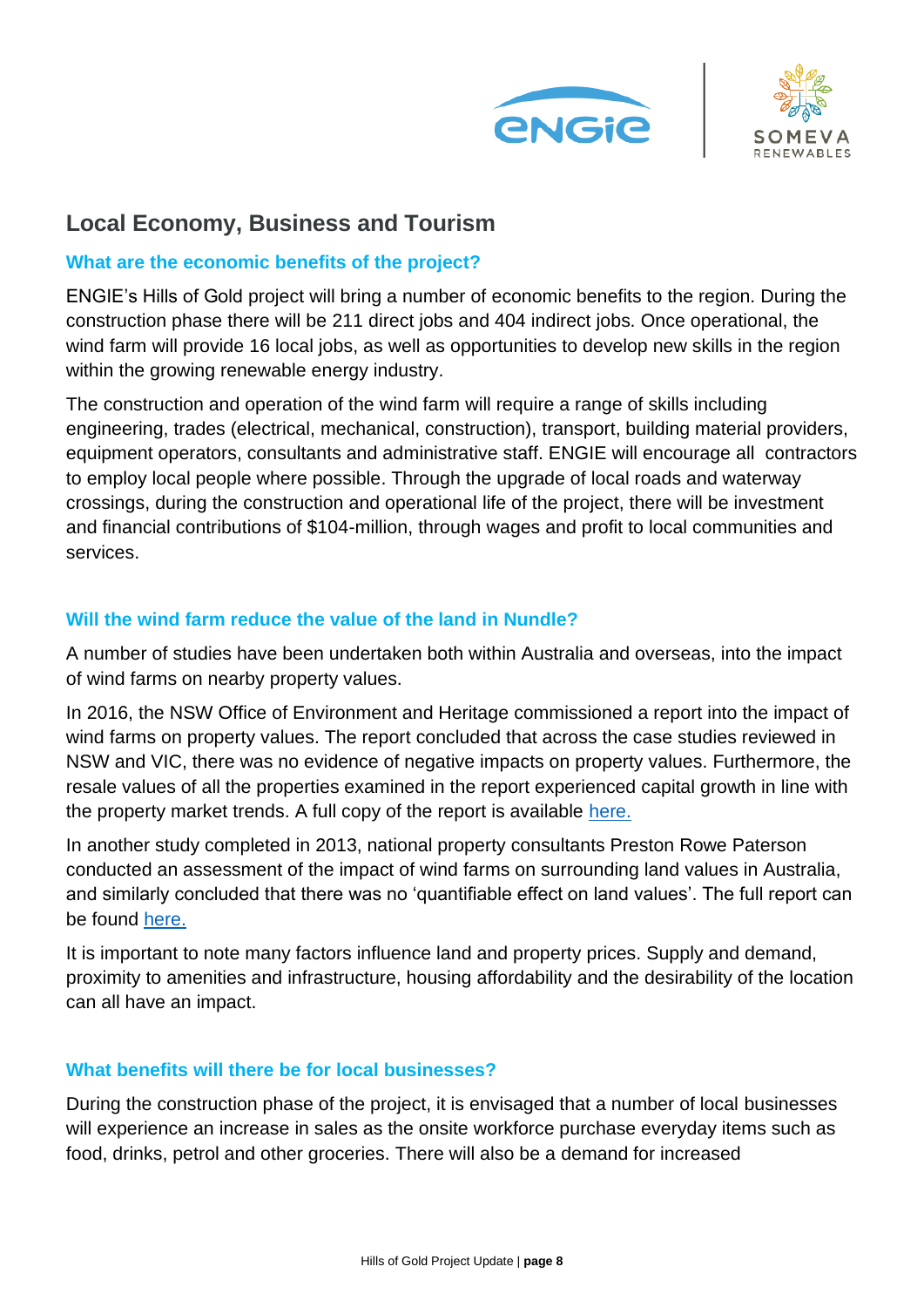## Local Economy, Business and Tourism

### What are the economic benefits of the project?

ENGIE's Hills of Gold project will bring a number of economic benefits to the region. During the construction phase there will be 211 direct jobs and 404 indirect jobs. Once operational, the wind farm will provide 16 local jobs, as well as opportunities to develop new skills in the region within the growing renewable energy industry.

The construction and operation of the wind farm will require a range of skills including engineering, trades (electrical, mechanical, construction), transport, building material providers, equipment operators, consultants and administrative staff. ENGIE will encourage all contractors to employ local people where possible. Through the upgrade of local roads and waterway crossings, during the construction and operational life of the project, there will be investment and financial contributions of $104-million, through wages and profit to local communities and services.

### Will the wind farm reduce the value of the land in Nundle?

A number of studies have been undertaken both within Australia and overseas, into the impact of wind farms on nearby property values.

In 2016, the NSW Office of Environment and Heritage commissioned a report into the impact of wind farms on property values. The report concluded that across the case studies reviewed in NSW and VIC, there was no evidence of negative impacts on property values. Furthermore, the resale values of all the properties examined in the report experienced capital growth in line with the property market trends. A full copy of the report is available here.

In another study completed in 2013, national property consultants Preston Rowe Paterson conducted an assessment of the impact of wind farms on surrounding land values in Australia, and similarly concluded that there was no 'quantifiable effect on land values'. The full report can be found here.

It is important to note many factors influence land and property prices. Supply and demand, proximity to amenities and infrastructure, housing affordability and the desirability of the location can all have an impact.

### What benefits will there be for local businesses?

During the construction phase of the project, it is envisaged that a number of local businesses will experience an increase in sales as the onsite workforce purchase everyday items such as food, drinks, petrol and other groceries. There will also be a demand for increased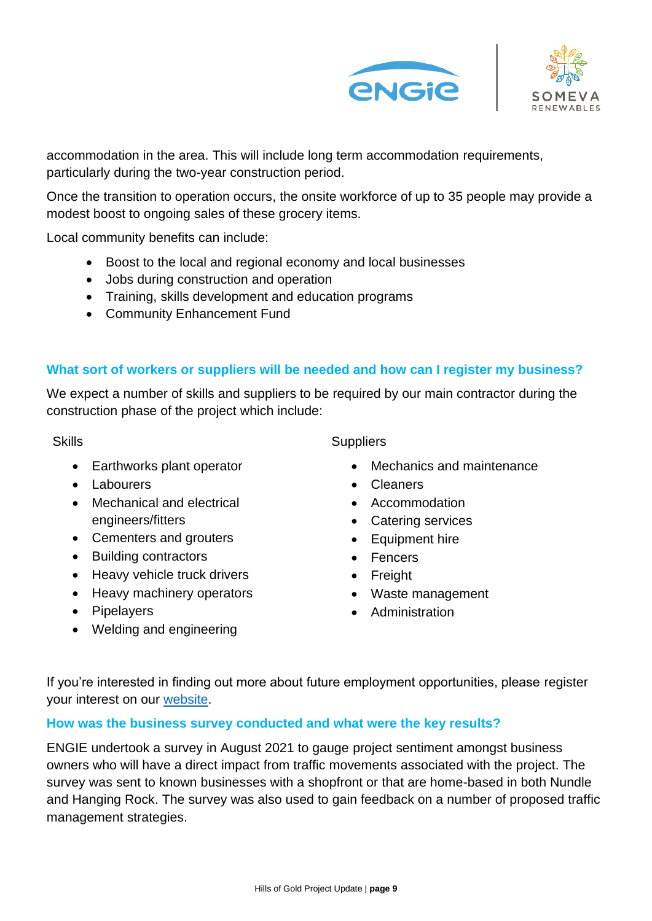accommodation in the area. This will include long term accommodation requirements, particularly during the two-year construction period.

Once the transition to operation occurs, the onsite workforce of up to 35 people may provide a modest boost to ongoing sales of these grocery items.

Local community benefits can include:

- Boost to the local and regional economy and local businesses
- Jobs during construction and operation
- Training, skills development and education programs
- Community Enhancement Fund

### What sort of workers or suppliers will be needed and how can I register my business?

We expect a number of skills and suppliers to be required by our main contractor during the construction phase of the project which include:

Skills

- Earthworks plant operator
- Labourers
- Mechanical and electrical engineers/fitters
- Cementers and grouters
- Building contractors
- Heavy vehicle truck drivers
- Heavy machinery operators
- Pipelayers
- Welding and engineering

Suppliers

- Mechanics and maintenance
- Cleaners
- Accommodation
- Catering services
- Equipment hire
- Fencers
- Freight
- Waste management
- Administration

If you're interested in finding out more about future employment opportunities, please register your interest on our website.

### How was the business survey conducted and what were the key results?

ENGIE undertook a survey in August 2021 to gauge project sentiment amongst business owners who will have a direct impact from traffic movements associated with the project. The survey was sent to known businesses with a shopfront or that are home-based in both Nundle and Hanging Rock. The survey was also used to gain feedback on a number of proposed traffic management strategies.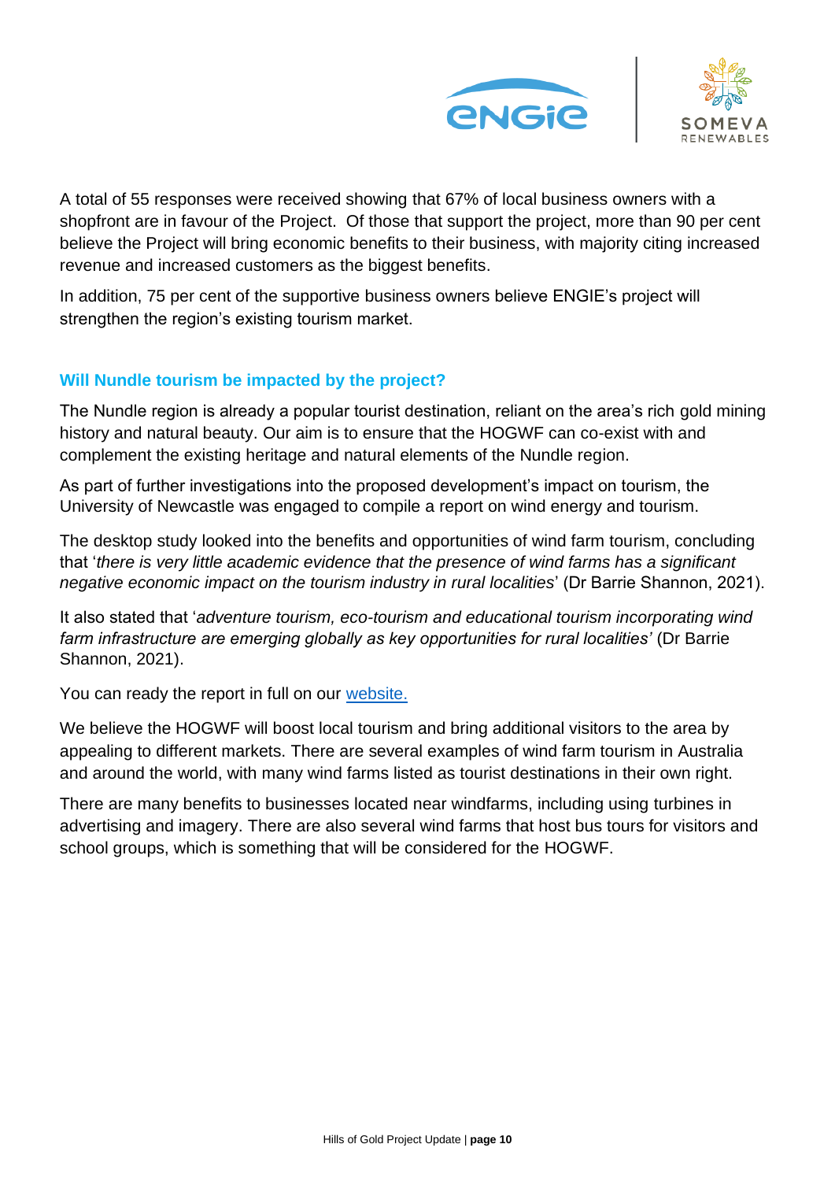A total of 55 responses were received showing that 67% of local business owners with a shopfront are in favour of the Project. Of those that support the project, more than 90 per cent believe the Project will bring economic benefits to their business, with majority citing increased revenue and increased customers as the biggest benefits.

In addition, 75 per cent of the supportive business owners believe ENGIE's project will strengthen the region's existing tourism market.

### Will Nundle tourism be impacted by the project?

The Nundle region is already a popular tourist destination, reliant on the area's rich gold mining history and natural beauty. Our aim is to ensure that the HOGWF can co-exist with and complement the existing heritage and natural elements of the Nundle region.

As part of further investigations into the proposed development's impact on tourism, the University of Newcastle was engaged to compile a report on wind energy and tourism.

The desktop study looked into the benefits and opportunities of wind farm tourism, concluding that '*there is very little academic evidence that the presence of wind farms has a significant negative economic impact on the tourism industry in rural localities*' (Dr Barrie Shannon, 2021).

It also stated that '*adventure tourism, eco-tourism and educational tourism incorporating wind farm infrastructure are emerging globally as key opportunities for rural localities'* (Dr Barrie Shannon, 2021).

You can ready the report in full on our website.

We believe the HOGWF will boost local tourism and bring additional visitors to the area by appealing to different markets. There are several examples of wind farm tourism in Australia and around the world, with many wind farms listed as tourist destinations in their own right.

There are many benefits to businesses located near windfarms, including using turbines in advertising and imagery. There are also several wind farms that host bus tours for visitors and school groups, which is something that will be considered for the HOGWF.